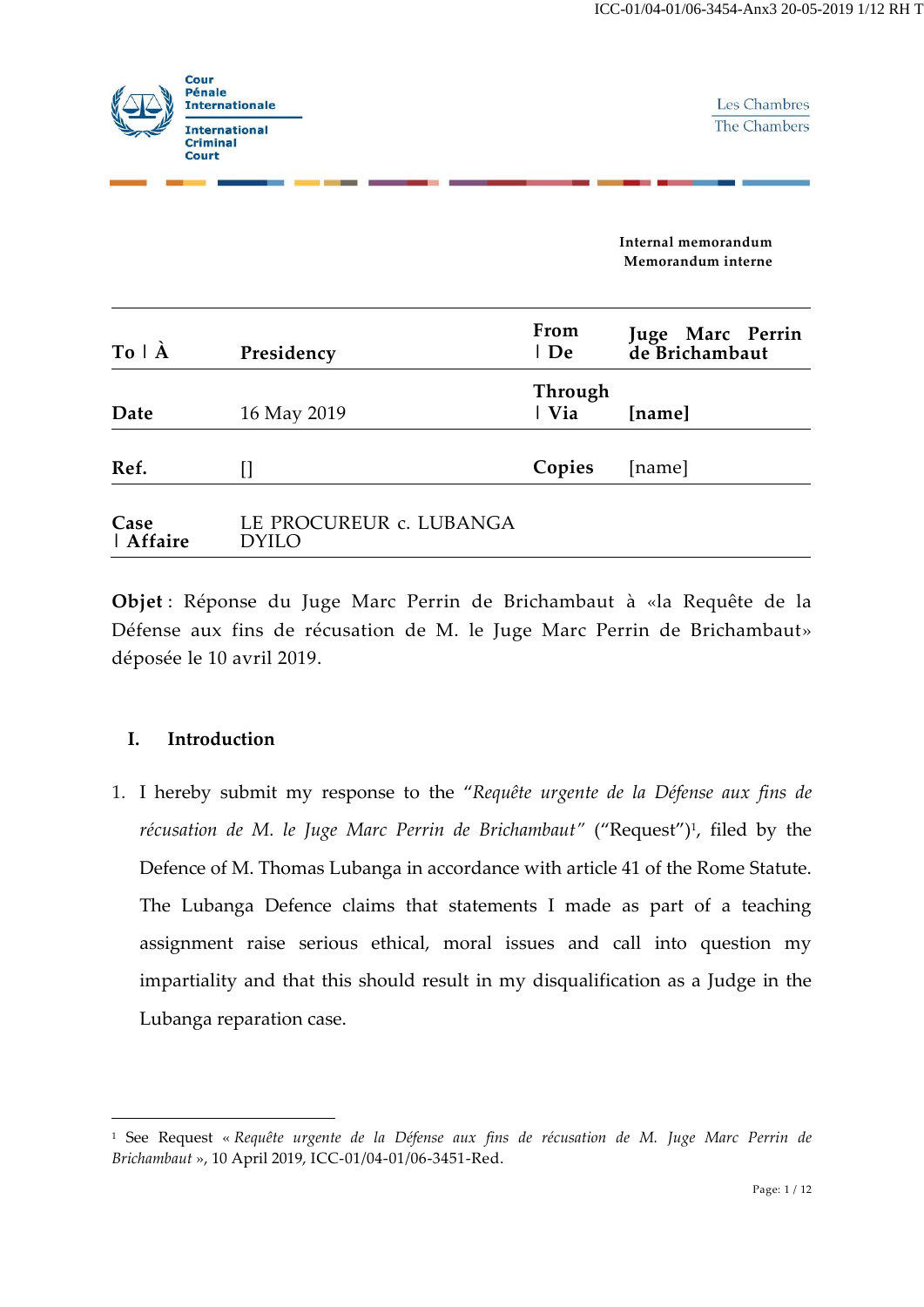Cour Pénale Internationale

International Criminal Court

Les Chambres
The Chambers

**Internal memorandum**
**Memorandum interne**

| | | | |
|---|---|---|---|
| **To** I **À** | **Presidency** | **From** I **De** | **Juge Marc Perrin de Brichambaut** |
| **Date** | 16 May 2019 | **Through** I **Via** | **[name]** |
| **Ref.** | [] | **Copies** | [name] |
| **Case** I **Affaire** | LE PROCUREUR c. LUBANGA DYILO | | |

**Objet** : Réponse du Juge Marc Perrin de Brichambaut à «la Requête de la Défense aux fins de récusation de M. le Juge Marc Perrin de Brichambaut» déposée le 10 avril 2019.

## I. Introduction

1. I hereby submit my response to the "*Requête urgente de la Défense aux fins de récusation de M. le Juge Marc Perrin de Brichambaut*" ("Request")[1], filed by the Defence of M. Thomas Lubanga in accordance with article 41 of the Rome Statute. The Lubanga Defence claims that statements I made as part of a teaching assignment raise serious ethical, moral issues and call into question my impartiality and that this should result in my disqualification as a Judge in the Lubanga reparation case.

[1] See Request « *Requête urgente de la Défense aux fins de récusation de M. Juge Marc Perrin de Brichambaut* », 10 April 2019, ICC-01/04-01/06-3451-Red.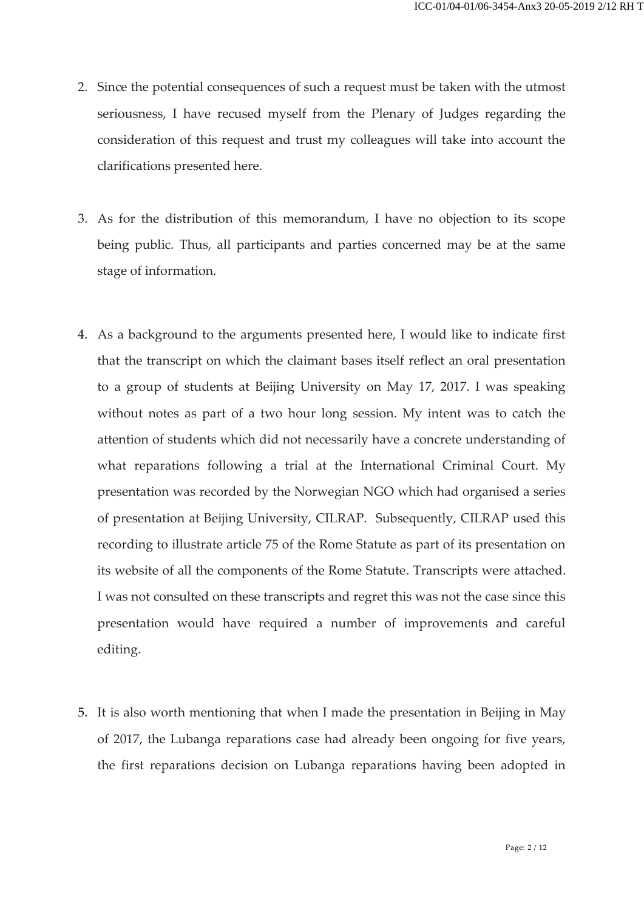2. Since the potential consequences of such a request must be taken with the utmost seriousness, I have recused myself from the Plenary of Judges regarding the consideration of this request and trust my colleagues will take into account the clarifications presented here.

3. As for the distribution of this memorandum, I have no objection to its scope being public. Thus, all participants and parties concerned may be at the same stage of information.

4. As a background to the arguments presented here, I would like to indicate first that the transcript on which the claimant bases itself reflect an oral presentation to a group of students at Beijing University on May 17, 2017. I was speaking without notes as part of a two hour long session. My intent was to catch the attention of students which did not necessarily have a concrete understanding of what reparations following a trial at the International Criminal Court. My presentation was recorded by the Norwegian NGO which had organised a series of presentation at Beijing University, CILRAP. Subsequently, CILRAP used this recording to illustrate article 75 of the Rome Statute as part of its presentation on its website of all the components of the Rome Statute. Transcripts were attached. I was not consulted on these transcripts and regret this was not the case since this presentation would have required a number of improvements and careful editing.

5. It is also worth mentioning that when I made the presentation in Beijing in May of 2017, the Lubanga reparations case had already been ongoing for five years, the first reparations decision on Lubanga reparations having been adopted in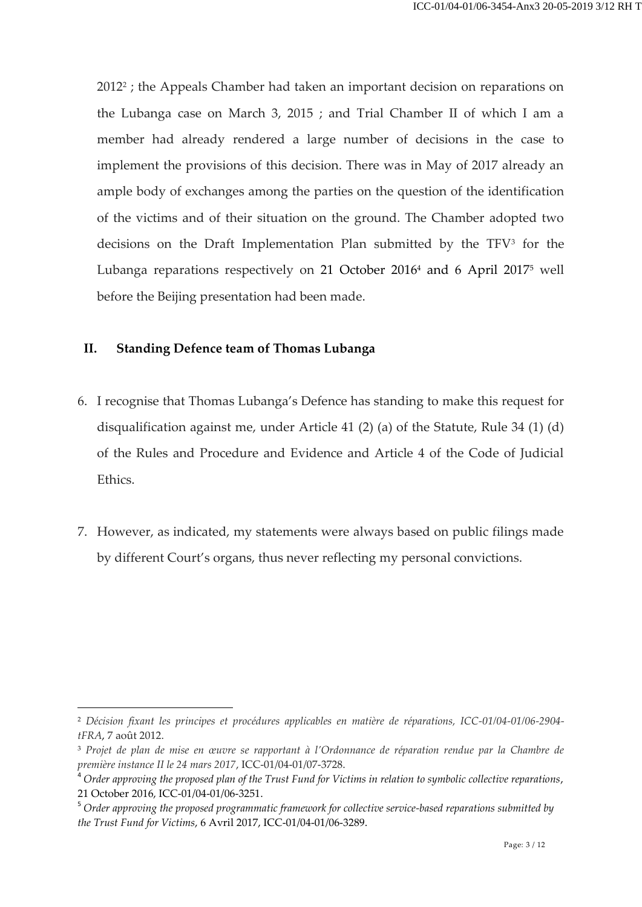2012[2] ; the Appeals Chamber had taken an important decision on reparations on the Lubanga case on March 3, 2015 ; and Trial Chamber II of which I am a member had already rendered a large number of decisions in the case to implement the provisions of this decision. There was in May of 2017 already an ample body of exchanges among the parties on the question of the identification of the victims and of their situation on the ground. The Chamber adopted two decisions on the Draft Implementation Plan submitted by the TFV[3] for the Lubanga reparations respectively on 21 October 2016[4] and 6 April 2017[5] well before the Beijing presentation had been made.

## II. Standing Defence team of Thomas Lubanga

6. I recognise that Thomas Lubanga's Defence has standing to make this request for disqualification against me, under Article 41 (2) (a) of the Statute, Rule 34 (1) (d) of the Rules and Procedure and Evidence and Article 4 of the Code of Judicial Ethics.

7. However, as indicated, my statements were always based on public filings made by different Court's organs, thus never reflecting my personal convictions.

---

[2] *Décision fixant les principes et procédures applicables en matière de réparations, ICC-01/04-01/06-2904-tFRA*, 7 août 2012.

[3] *Projet de plan de mise en œuvre se rapportant à l'Ordonnance de réparation rendue par la Chambre de première instance II le 24 mars 2017*, ICC-01/04-01/07-3728.

[4] *Order approving the proposed plan of the Trust Fund for Victims in relation to symbolic collective reparations*, 21 October 2016, ICC-01/04-01/06-3251.

[5] *Order approving the proposed programmatic framework for collective service-based reparations submitted by the Trust Fund for Victims*, 6 Avril 2017, ICC-01/04-01/06-3289.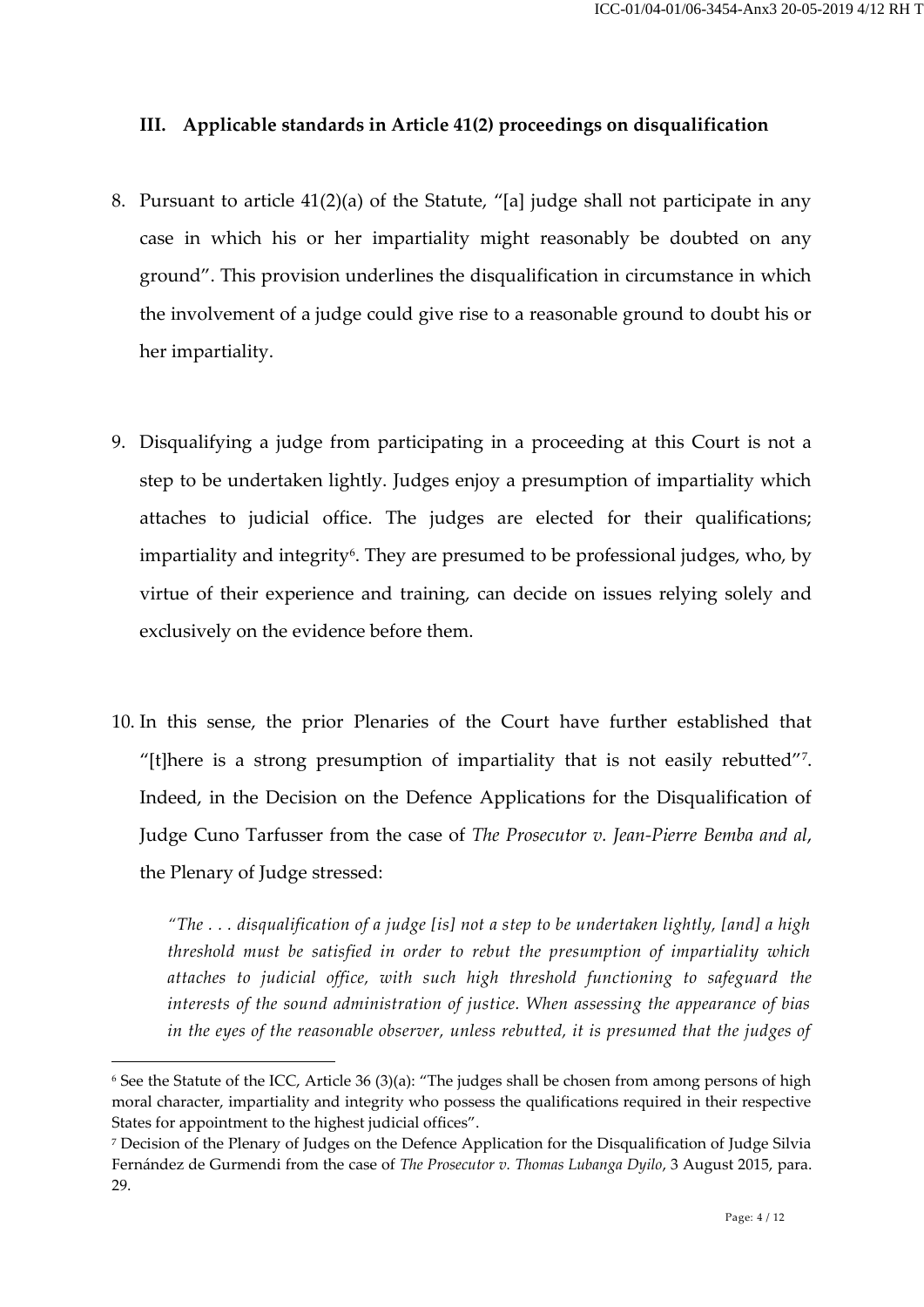## III. Applicable standards in Article 41(2) proceedings on disqualification

8. Pursuant to article 41(2)(a) of the Statute, "[a] judge shall not participate in any case in which his or her impartiality might reasonably be doubted on any ground". This provision underlines the disqualification in circumstance in which the involvement of a judge could give rise to a reasonable ground to doubt his or her impartiality.

9. Disqualifying a judge from participating in a proceeding at this Court is not a step to be undertaken lightly. Judges enjoy a presumption of impartiality which attaches to judicial office. The judges are elected for their qualifications; impartiality and integrity[6]. They are presumed to be professional judges, who, by virtue of their experience and training, can decide on issues relying solely and exclusively on the evidence before them.

10. In this sense, the prior Plenaries of the Court have further established that "[t]here is a strong presumption of impartiality that is not easily rebutted"[7]. Indeed, in the Decision on the Defence Applications for the Disqualification of Judge Cuno Tarfusser from the case of *The Prosecutor v. Jean-Pierre Bemba and al*, the Plenary of Judge stressed:

   *"The . . . disqualification of a judge [is] not a step to be undertaken lightly, [and] a high threshold must be satisfied in order to rebut the presumption of impartiality which attaches to judicial office, with such high threshold functioning to safeguard the interests of the sound administration of justice. When assessing the appearance of bias in the eyes of the reasonable observer, unless rebutted, it is presumed that the judges of*

---

[6] See the Statute of the ICC, Article 36 (3)(a): "The judges shall be chosen from among persons of high moral character, impartiality and integrity who possess the qualifications required in their respective States for appointment to the highest judicial offices".

[7] Decision of the Plenary of Judges on the Defence Application for the Disqualification of Judge Silvia Fernández de Gurmendi from the case of *The Prosecutor v. Thomas Lubanga Dyilo*, 3 August 2015, para. 29.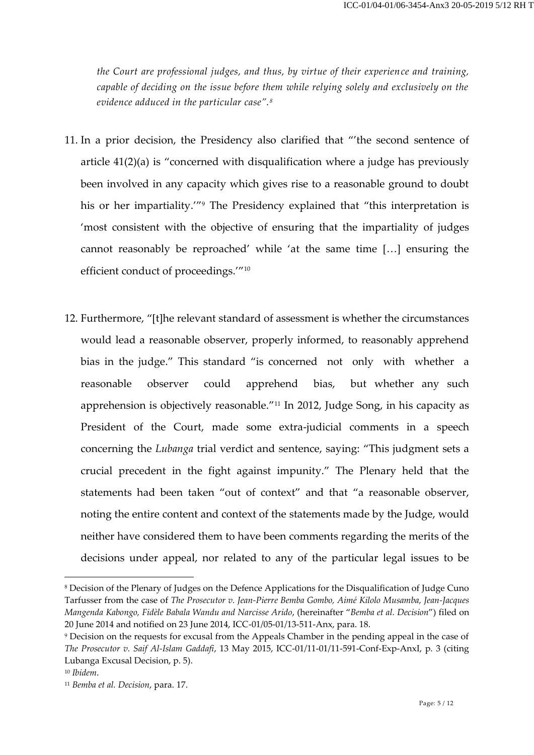*the Court are professional judges, and thus, by virtue of their experience and training, capable of deciding on the issue before them while relying solely and exclusively on the evidence adduced in the particular case".*[8]

11. In a prior decision, the Presidency also clarified that "'the second sentence of article 41(2)(a) is "concerned with disqualification where a judge has previously been involved in any capacity which gives rise to a reasonable ground to doubt his or her impartiality.'"[9] The Presidency explained that "this interpretation is 'most consistent with the objective of ensuring that the impartiality of judges cannot reasonably be reproached' while 'at the same time […] ensuring the efficient conduct of proceedings.'"[10]

12. Furthermore, "[t]he relevant standard of assessment is whether the circumstances would lead a reasonable observer, properly informed, to reasonably apprehend bias in the judge." This standard "is concerned not only with whether a reasonable observer could apprehend bias, but whether any such apprehension is objectively reasonable."[11] In 2012, Judge Song, in his capacity as President of the Court, made some extra-judicial comments in a speech concerning the *Lubanga* trial verdict and sentence, saying: "This judgment sets a crucial precedent in the fight against impunity." The Plenary held that the statements had been taken "out of context" and that "a reasonable observer, noting the entire content and context of the statements made by the Judge, would neither have considered them to have been comments regarding the merits of the decisions under appeal, nor related to any of the particular legal issues to be

---

[8] Decision of the Plenary of Judges on the Defence Applications for the Disqualification of Judge Cuno Tarfusser from the case of *The Prosecutor v. Jean-Pierre Bemba Gombo, Aimé Kilolo Musamba, Jean-Jacques Mangenda Kabongo, Fidèle Babala Wandu and Narcisse Arido*, (hereinafter "*Bemba et al. Decision*") filed on 20 June 2014 and notified on 23 June 2014, ICC-01/05-01/13-511-Anx, para. 18.

[9] Decision on the requests for excusal from the Appeals Chamber in the pending appeal in the case of *The Prosecutor v. Saif Al-Islam Gaddafi*, 13 May 2015, ICC-01/11-01/11-591-Conf-Exp-AnxI, p. 3 (citing Lubanga Excusal Decision, p. 5).

[10] *Ibidem*.

[11] *Bemba et al. Decision*, para. 17.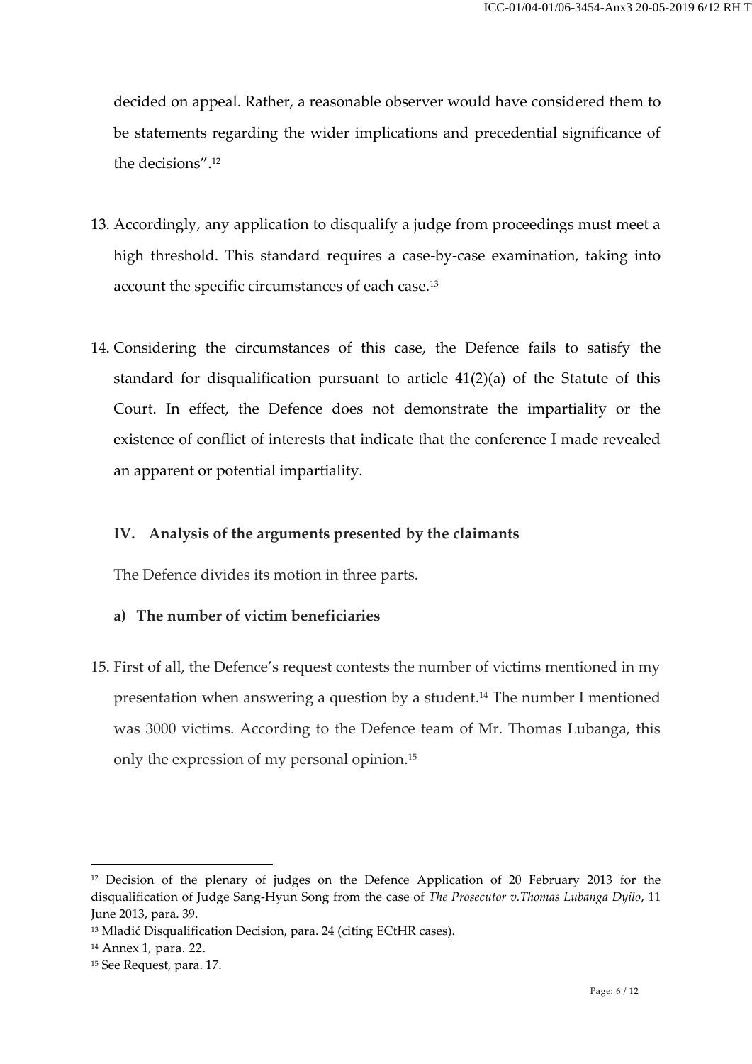decided on appeal. Rather, a reasonable observer would have considered them to be statements regarding the wider implications and precedential significance of the decisions".[12]

13. Accordingly, any application to disqualify a judge from proceedings must meet a high threshold. This standard requires a case-by-case examination, taking into account the specific circumstances of each case.[13]

14. Considering the circumstances of this case, the Defence fails to satisfy the standard for disqualification pursuant to article 41(2)(a) of the Statute of this Court. In effect, the Defence does not demonstrate the impartiality or the existence of conflict of interests that indicate that the conference I made revealed an apparent or potential impartiality.

## IV. Analysis of the arguments presented by the claimants

The Defence divides its motion in three parts.

### a) The number of victim beneficiaries

15. First of all, the Defence's request contests the number of victims mentioned in my presentation when answering a question by a student.[14] The number I mentioned was 3000 victims. According to the Defence team of Mr. Thomas Lubanga, this only the expression of my personal opinion.[15]

---

[12] Decision of the plenary of judges on the Defence Application of 20 February 2013 for the disqualification of Judge Sang-Hyun Song from the case of *The Prosecutor v.Thomas Lubanga Dyilo*, 11 June 2013, para. 39.

[13] Mladić Disqualification Decision, para. 24 (citing ECtHR cases).

[14] Annex 1, para. 22.

[15] See Request, para. 17.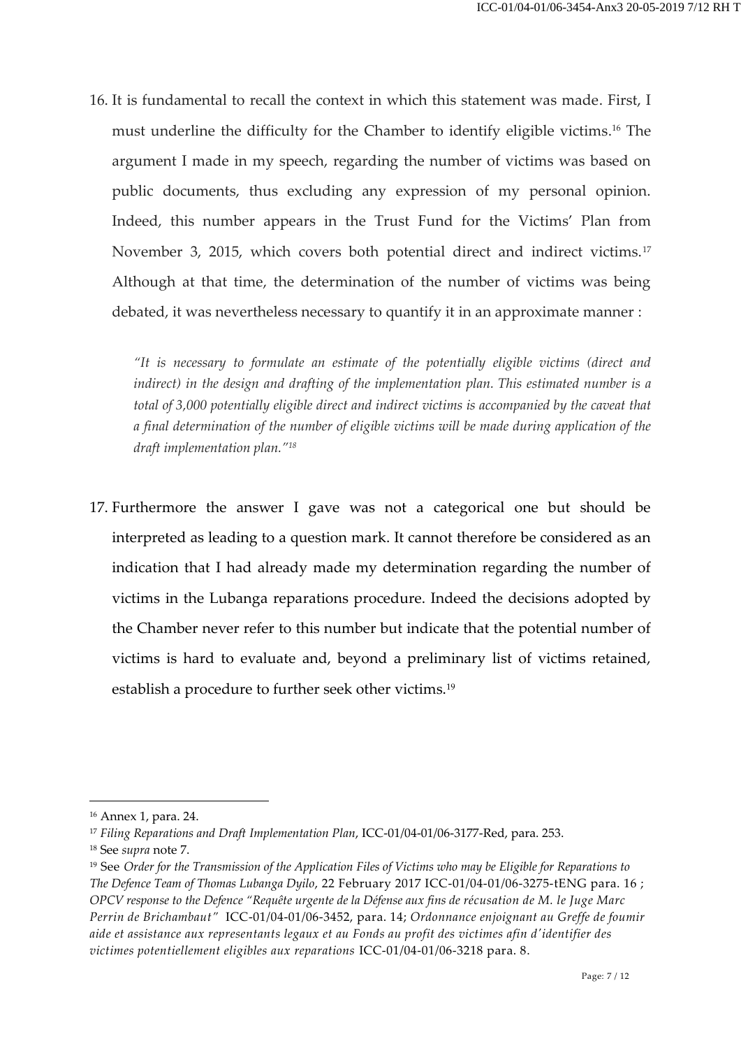16. It is fundamental to recall the context in which this statement was made. First, I must underline the difficulty for the Chamber to identify eligible victims.[16] The argument I made in my speech, regarding the number of victims was based on public documents, thus excluding any expression of my personal opinion. Indeed, this number appears in the Trust Fund for the Victims' Plan from November 3, 2015, which covers both potential direct and indirect victims.[17] Although at that time, the determination of the number of victims was being debated, it was nevertheless necessary to quantify it in an approximate manner :

> *"It is necessary to formulate an estimate of the potentially eligible victims (direct and indirect) in the design and drafting of the implementation plan. This estimated number is a total of 3,000 potentially eligible direct and indirect victims is accompanied by the caveat that a final determination of the number of eligible victims will be made during application of the draft implementation plan."*[18]

17. Furthermore the answer I gave was not a categorical one but should be interpreted as leading to a question mark. It cannot therefore be considered as an indication that I had already made my determination regarding the number of victims in the Lubanga reparations procedure. Indeed the decisions adopted by the Chamber never refer to this number but indicate that the potential number of victims is hard to evaluate and, beyond a preliminary list of victims retained, establish a procedure to further seek other victims.[19]

---

[16] Annex 1, para. 24.

[17] *Filing Reparations and Draft Implementation Plan*, ICC-01/04-01/06-3177-Red, para. 253.

[18] See *supra* note 7.

[19] See *Order for the Transmission of the Application Files of Victims who may be Eligible for Reparations to The Defence Team of Thomas Lubanga Dyilo*, 22 February 2017 ICC-01/04-01/06-3275-tENG para. 16 ; *OPCV response to the Defence "Requête urgente de la Défense aux fins de récusation de M. le Juge Marc Perrin de Brichambaut"* ICC-01/04-01/06-3452, para. 14; *Ordonnance enjoignant au Greffe de foumir aide et assistance aux representants legaux et au Fonds au profit des victimes afin d'identifier des victimes potentiellement eligibles aux reparations* ICC-01/04-01/06-3218 para. 8.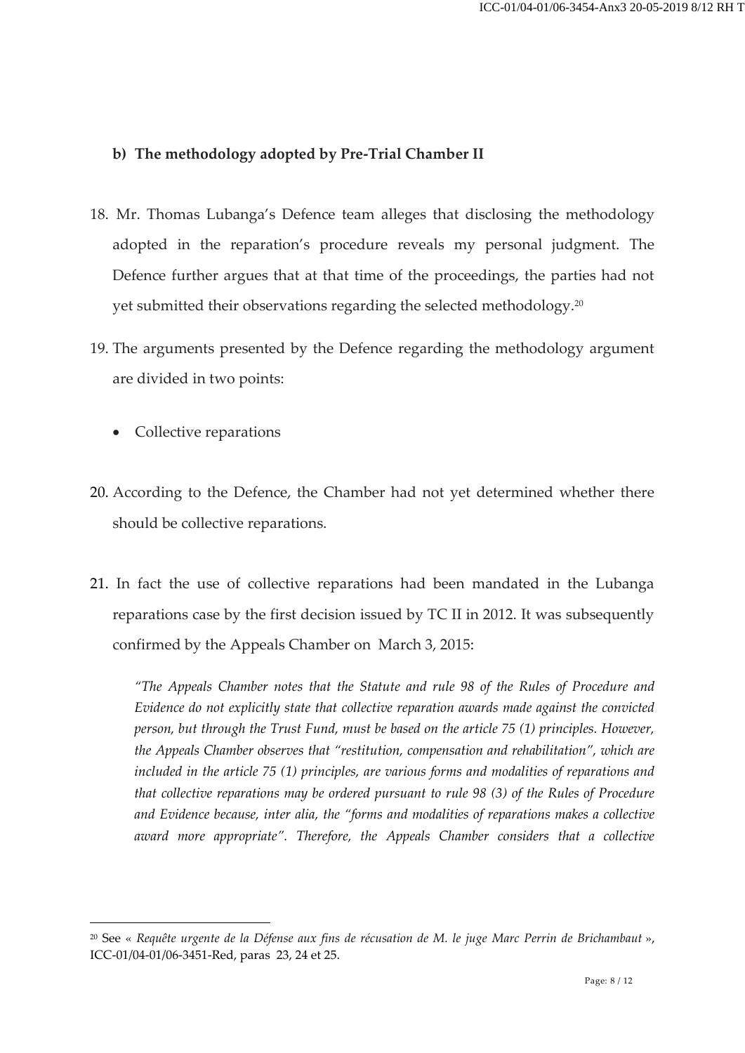**b) The methodology adopted by Pre-Trial Chamber II**

18. Mr. Thomas Lubanga's Defence team alleges that disclosing the methodology adopted in the reparation's procedure reveals my personal judgment. The Defence further argues that at that time of the proceedings, the parties had not yet submitted their observations regarding the selected methodology.[20]

19. The arguments presented by the Defence regarding the methodology argument are divided in two points:

- Collective reparations

20. According to the Defence, the Chamber had not yet determined whether there should be collective reparations.

21. In fact the use of collective reparations had been mandated in the Lubanga reparations case by the first decision issued by TC II in 2012. It was subsequently confirmed by the Appeals Chamber on March 3, 2015:

> *"The Appeals Chamber notes that the Statute and rule 98 of the Rules of Procedure and Evidence do not explicitly state that collective reparation awards made against the convicted person, but through the Trust Fund, must be based on the article 75 (1) principles. However, the Appeals Chamber observes that "restitution, compensation and rehabilitation", which are included in the article 75 (1) principles, are various forms and modalities of reparations and that collective reparations may be ordered pursuant to rule 98 (3) of the Rules of Procedure and Evidence because, inter alia, the "forms and modalities of reparations makes a collective award more appropriate". Therefore, the Appeals Chamber considers that a collective*

---

[20] See « *Requête urgente de la Défense aux fins de récusation de M. le juge Marc Perrin de Brichambaut* », ICC-01/04-01/06-3451-Red, paras 23, 24 et 25.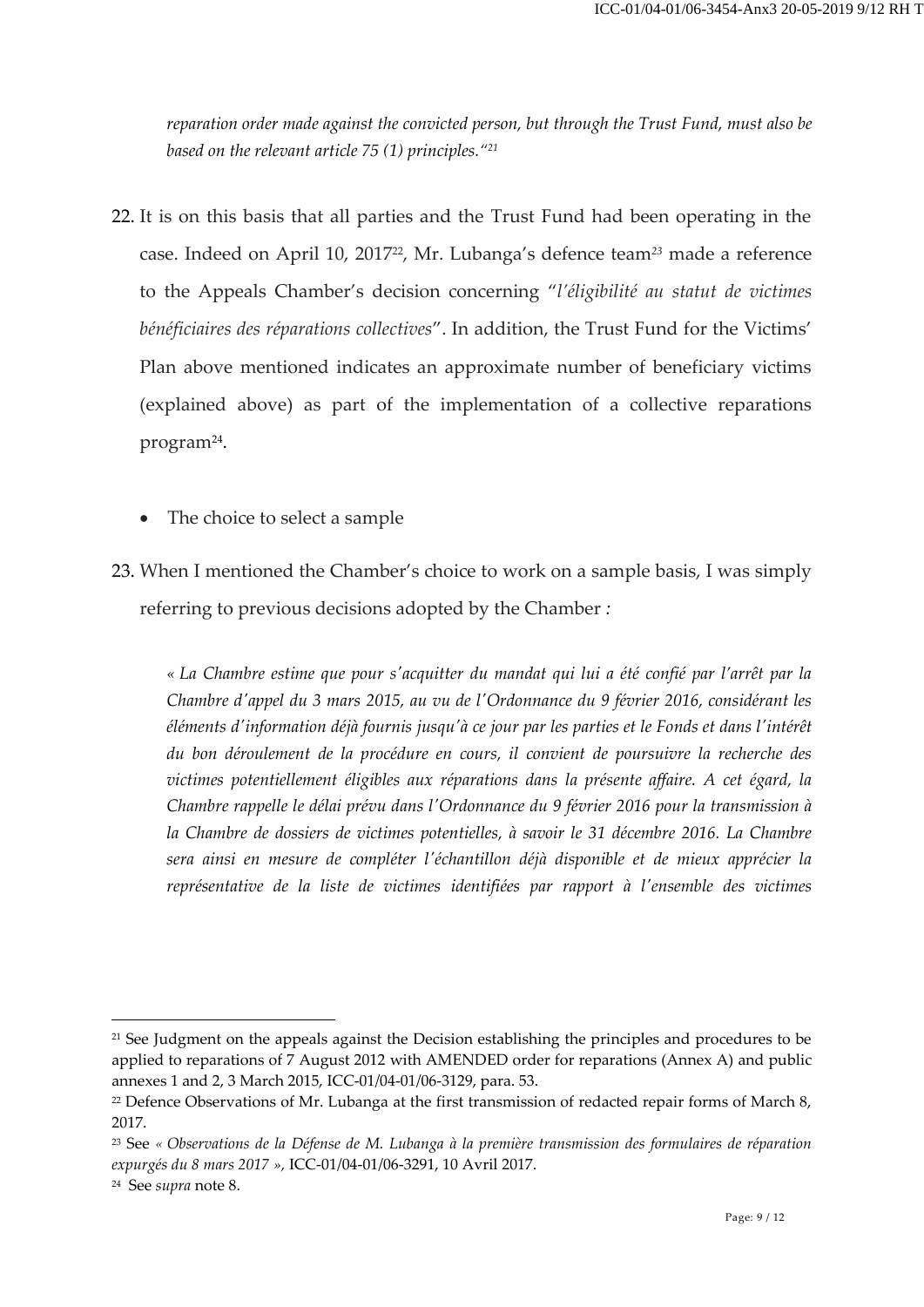*reparation order made against the convicted person, but through the Trust Fund, must also be based on the relevant article 75 (1) principles."*[21]

22. It is on this basis that all parties and the Trust Fund had been operating in the case. Indeed on April 10, 2017[22], Mr. Lubanga's defence team[23] made a reference to the Appeals Chamber's decision concerning "*l'éligibilité au statut de victimes bénéficiaires des réparations collectives*". In addition, the Trust Fund for the Victims' Plan above mentioned indicates an approximate number of beneficiary victims (explained above) as part of the implementation of a collective reparations program[24].

- The choice to select a sample

23. When I mentioned the Chamber's choice to work on a sample basis, I was simply referring to previous decisions adopted by the Chamber :

*« La Chambre estime que pour s'acquitter du mandat qui lui a été confié par l'arrêt par la Chambre d'appel du 3 mars 2015, au vu de l'Ordonnance du 9 février 2016, considérant les éléments d'information déjà fournis jusqu'à ce jour par les parties et le Fonds et dans l'intérêt du bon déroulement de la procédure en cours, il convient de poursuivre la recherche des victimes potentiellement éligibles aux réparations dans la présente affaire. A cet égard, la Chambre rappelle le délai prévu dans l'Ordonnance du 9 février 2016 pour la transmission à la Chambre de dossiers de victimes potentielles, à savoir le 31 décembre 2016. La Chambre sera ainsi en mesure de compléter l'échantillon déjà disponible et de mieux apprécier la représentative de la liste de victimes identifiées par rapport à l'ensemble des victimes*

---

[21] See Judgment on the appeals against the Decision establishing the principles and procedures to be applied to reparations of 7 August 2012 with AMENDED order for reparations (Annex A) and public annexes 1 and 2, 3 March 2015, ICC-01/04-01/06-3129, para. 53.

[22] Defence Observations of Mr. Lubanga at the first transmission of redacted repair forms of March 8, 2017.

[23] See *« Observations de la Défense de M. Lubanga à la première transmission des formulaires de réparation expurgés du 8 mars 2017 »*, ICC-01/04-01/06-3291, 10 Avril 2017.

[24] See *supra* note 8.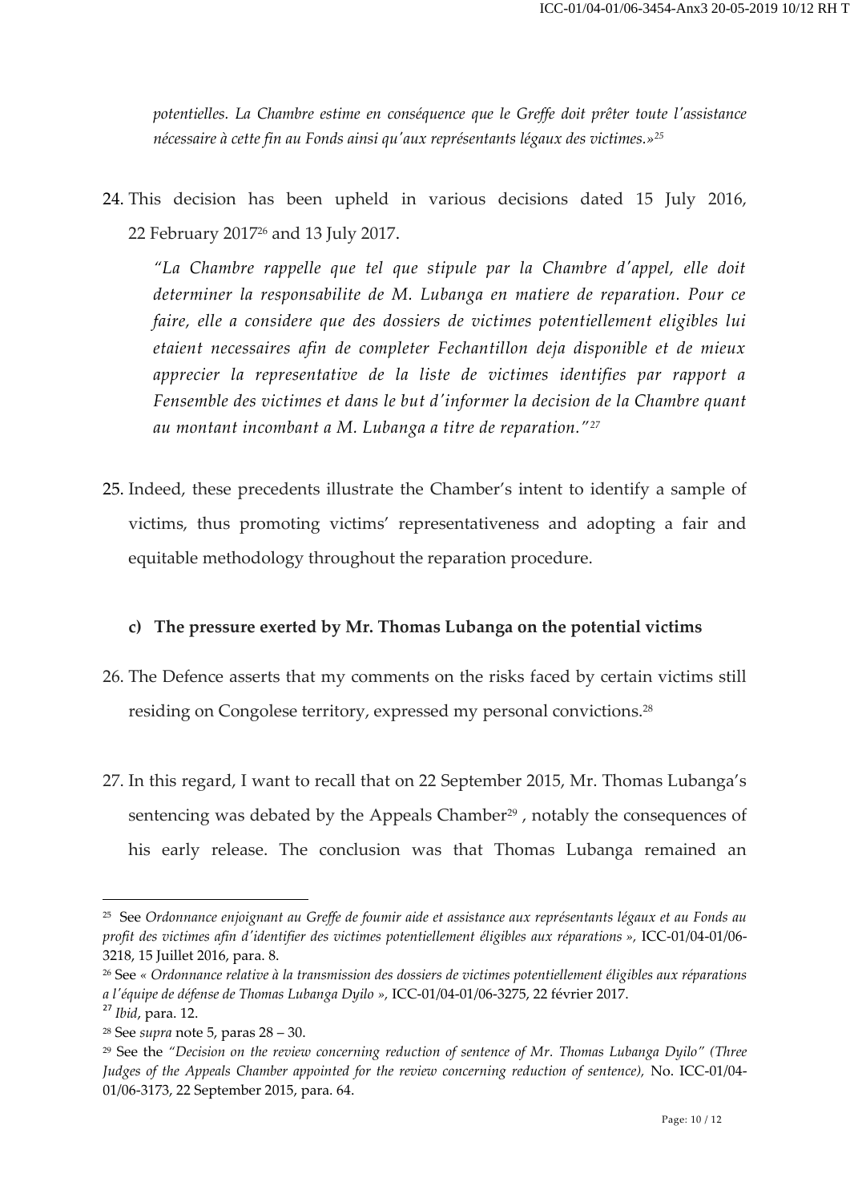*potentielles. La Chambre estime en conséquence que le Greffe doit prêter toute l'assistance nécessaire à cette fin au Fonds ainsi qu'aux représentants légaux des victimes.»*[25]

24. This decision has been upheld in various decisions dated 15 July 2016, 22 February 2017[26] and 13 July 2017.

    *"La Chambre rappelle que tel que stipule par la Chambre d'appel, elle doit determiner la responsabilite de M. Lubanga en matiere de reparation. Pour ce faire, elle a considere que des dossiers de victimes potentiellement eligibles lui etaient necessaires afin de completer Fechantillon deja disponible et de mieux apprecier la representative de la liste de victimes identifies par rapport a Fensemble des victimes et dans le but d'informer la decision de la Chambre quant au montant incombant a M. Lubanga a titre de reparation."*[27]

25. Indeed, these precedents illustrate the Chamber's intent to identify a sample of victims, thus promoting victims' representativeness and adopting a fair and equitable methodology throughout the reparation procedure.

**c) The pressure exerted by Mr. Thomas Lubanga on the potential victims**

26. The Defence asserts that my comments on the risks faced by certain victims still residing on Congolese territory, expressed my personal convictions.[28]

27. In this regard, I want to recall that on 22 September 2015, Mr. Thomas Lubanga's sentencing was debated by the Appeals Chamber[29] , notably the consequences of his early release. The conclusion was that Thomas Lubanga remained an

---

[25] See *Ordonnance enjoignant au Greffe de foumir aide et assistance aux représentants légaux et au Fonds au profit des victimes afin d'identifier des victimes potentiellement éligibles aux réparations »*, ICC-01/04-01/06-3218, 15 Juillet 2016, para. 8.

[26] See « *Ordonnance relative à la transmission des dossiers de victimes potentiellement éligibles aux réparations a l'équipe de défense de Thomas Lubanga Dyilo »*, ICC-01/04-01/06-3275, 22 février 2017.

[27] *Ibid*, para. 12.

[28] See *supra* note 5, paras 28 – 30.

[29] See the *"Decision on the review concerning reduction of sentence of Mr. Thomas Lubanga Dyilo" (Three Judges of the Appeals Chamber appointed for the review concerning reduction of sentence),* No. ICC-01/04-01/06-3173, 22 September 2015, para. 64.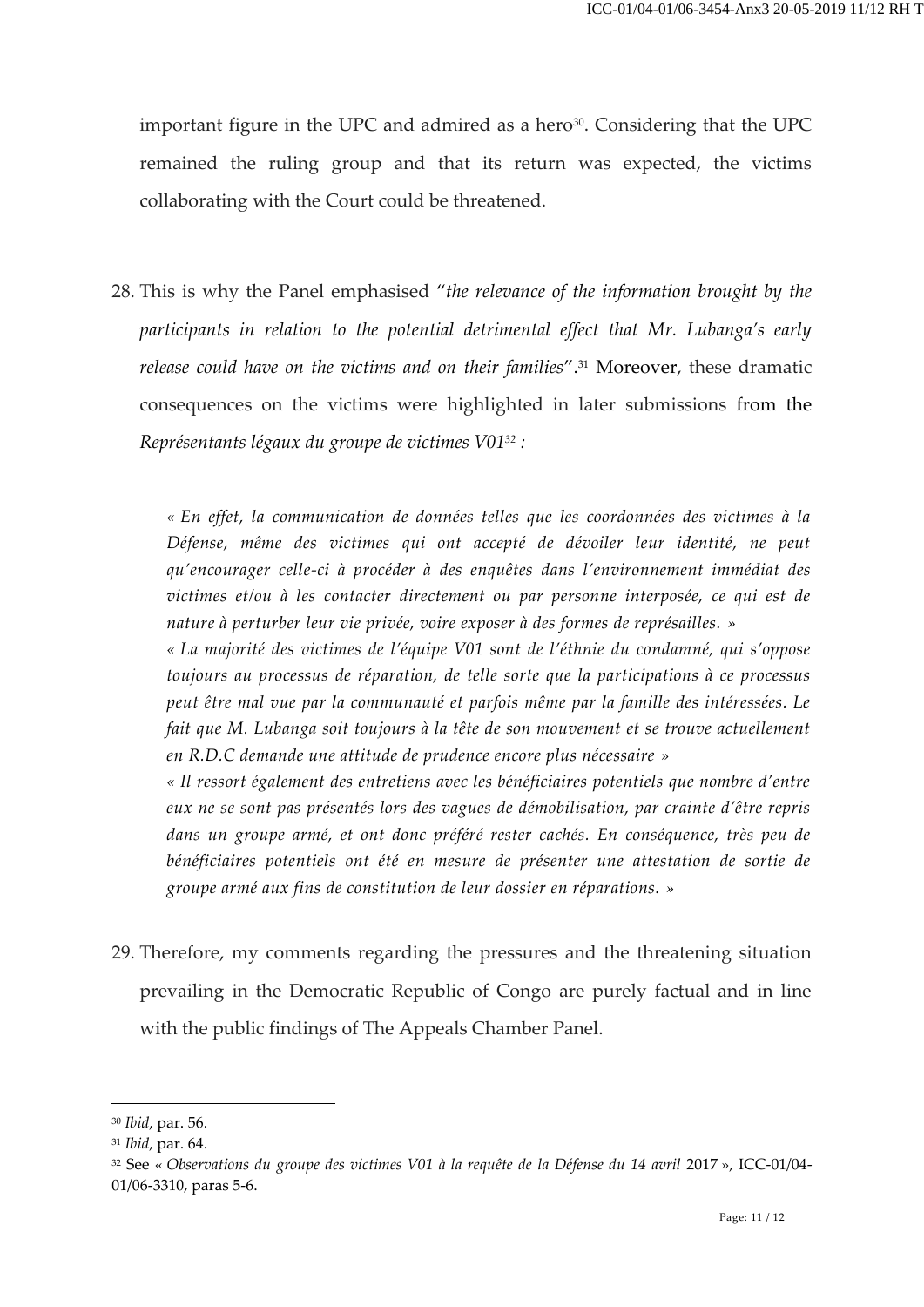important figure in the UPC and admired as a hero[30]. Considering that the UPC remained the ruling group and that its return was expected, the victims collaborating with the Court could be threatened.

28. This is why the Panel emphasised "*the relevance of the information brought by the participants in relation to the potential detrimental effect that Mr. Lubanga's early release could have on the victims and on their families*".[31] Moreover, these dramatic consequences on the victims were highlighted in later submissions from the *Représentants légaux du groupe de victimes V01*[32] *:*

> *« En effet, la communication de données telles que les coordonnées des victimes à la Défense, même des victimes qui ont accepté de dévoiler leur identité, ne peut qu'encourager celle-ci à procéder à des enquêtes dans l'environnement immédiat des victimes et/ou à les contacter directement ou par personne interposée, ce qui est de nature à perturber leur vie privée, voire exposer à des formes de représailles. »*
>
> *« La majorité des victimes de l'équipe V01 sont de l'éthnie du condamné, qui s'oppose toujours au processus de réparation, de telle sorte que la participations à ce processus peut être mal vue par la communauté et parfois même par la famille des intéressées. Le fait que M. Lubanga soit toujours à la tête de son mouvement et se trouve actuellement en R.D.C demande une attitude de prudence encore plus nécessaire »*
>
> *« Il ressort également des entretiens avec les bénéficiaires potentiels que nombre d'entre eux ne se sont pas présentés lors des vagues de démobilisation, par crainte d'être repris dans un groupe armé, et ont donc préféré rester cachés. En conséquence, très peu de bénéficiaires potentiels ont été en mesure de présenter une attestation de sortie de groupe armé aux fins de constitution de leur dossier en réparations. »*

29. Therefore, my comments regarding the pressures and the threatening situation prevailing in the Democratic Republic of Congo are purely factual and in line with the public findings of The Appeals Chamber Panel.

---

[30] *Ibid*, par. 56.

[31] *Ibid*, par. 64.

[32] See « *Observations du groupe des victimes V01 à la requête de la Défense du 14 avril* 2017 », ICC-01/04-01/06-3310, paras 5-6.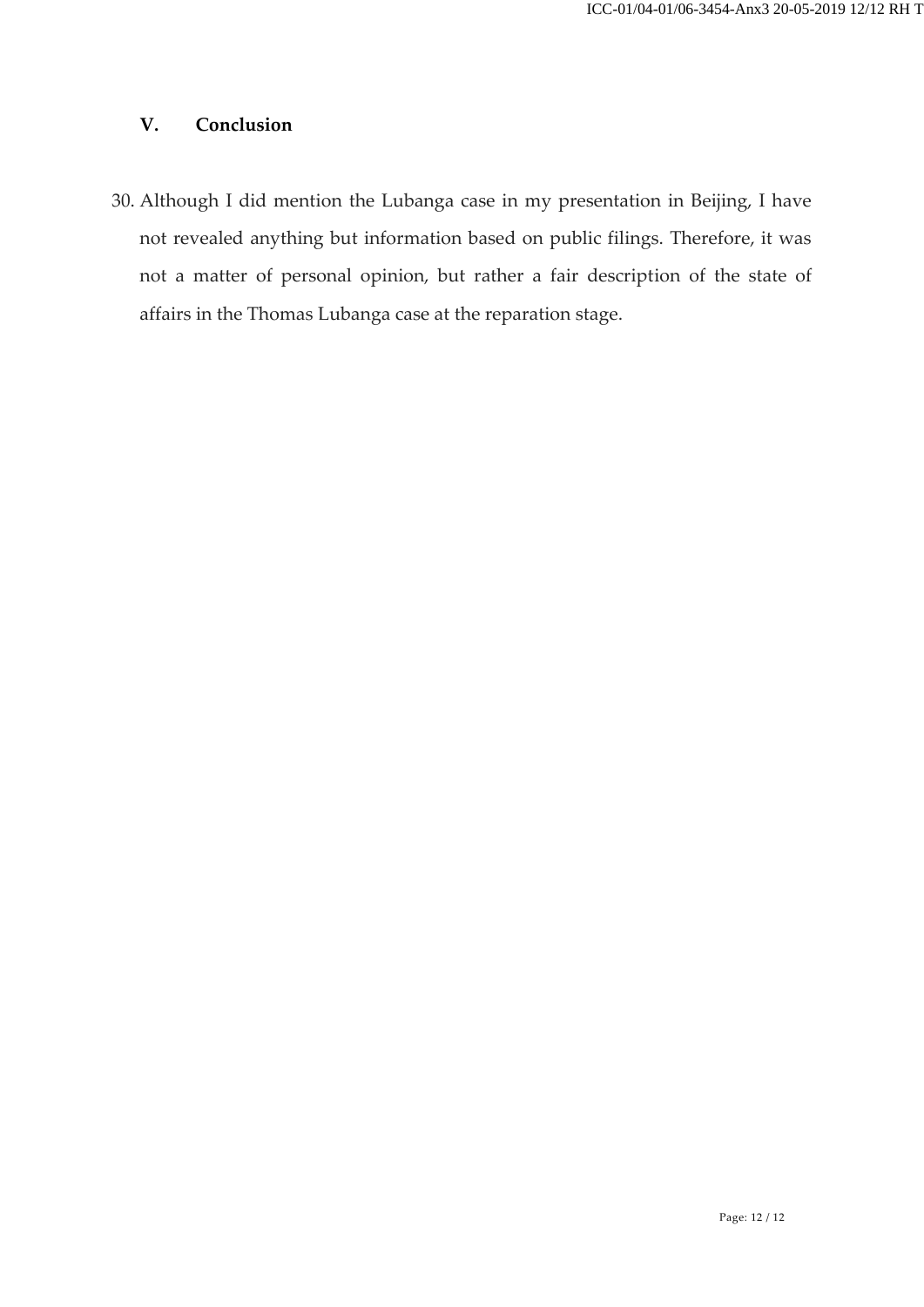## V. Conclusion

30. Although I did mention the Lubanga case in my presentation in Beijing, I have not revealed anything but information based on public filings. Therefore, it was not a matter of personal opinion, but rather a fair description of the state of affairs in the Thomas Lubanga case at the reparation stage.